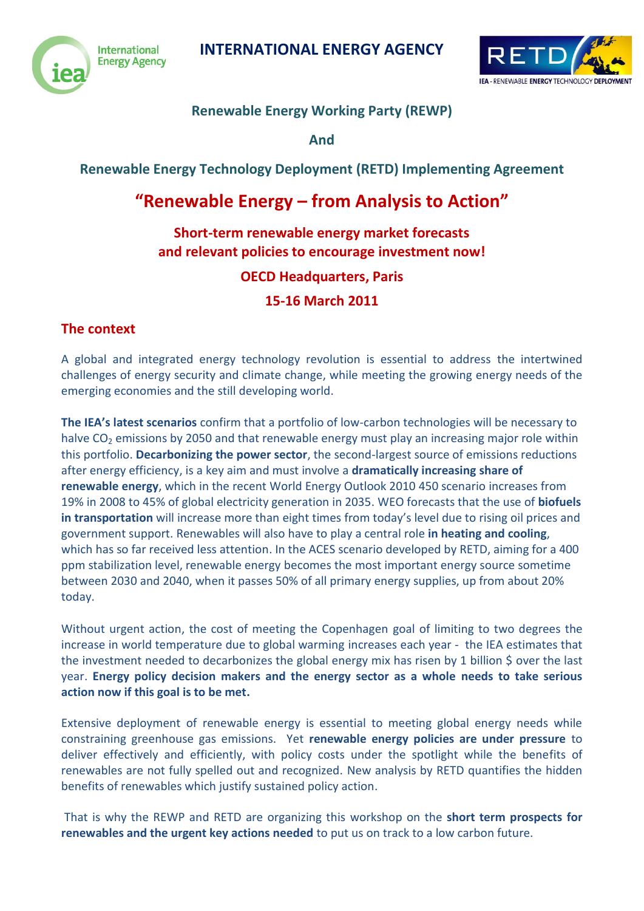International Energy Agency

# INTERNATIONAL ENERGY AGENCY

RETD — IEA - RENEWABLE ENERGY TECHNOLOGY DEPLOYMENT

**Renewable Energy Working Party (REWP)**

**And**

**Renewable Energy Technology Deployment (RETD) Implementing Agreement**

# "Renewable Energy – from Analysis to Action"

**Short-term renewable energy market forecasts and relevant policies to encourage investment now!**

**OECD Headquarters, Paris**

**15-16 March 2011**

## The context

A global and integrated energy technology revolution is essential to address the intertwined challenges of energy security and climate change, while meeting the growing energy needs of the emerging economies and the still developing world.

**The IEA's latest scenarios** confirm that a portfolio of low-carbon technologies will be necessary to halve $CO_2$ emissions by 2050 and that renewable energy must play an increasing major role within this portfolio. **Decarbonizing the power sector**, the second-largest source of emissions reductions after energy efficiency, is a key aim and must involve a **dramatically increasing share of renewable energy**, which in the recent World Energy Outlook 2010 450 scenario increases from 19% in 2008 to 45% of global electricity generation in 2035. WEO forecasts that the use of **biofuels in transportation** will increase more than eight times from today's level due to rising oil prices and government support. Renewables will also have to play a central role **in heating and cooling**, which has so far received less attention. In the ACES scenario developed by RETD, aiming for a 400 ppm stabilization level, renewable energy becomes the most important energy source sometime between 2030 and 2040, when it passes 50% of all primary energy supplies, up from about 20% today.

Without urgent action, the cost of meeting the Copenhagen goal of limiting to two degrees the increase in world temperature due to global warming increases each year - the IEA estimates that the investment needed to decarbonizes the global energy mix has risen by 1 billion $ over the last year. **Energy policy decision makers and the energy sector as a whole needs to take serious action now if this goal is to be met.**

Extensive deployment of renewable energy is essential to meeting global energy needs while constraining greenhouse gas emissions. Yet **renewable energy policies are under pressure** to deliver effectively and efficiently, with policy costs under the spotlight while the benefits of renewables are not fully spelled out and recognized. New analysis by RETD quantifies the hidden benefits of renewables which justify sustained policy action.

That is why the REWP and RETD are organizing this workshop on the **short term prospects for renewables and the urgent key actions needed** to put us on track to a low carbon future.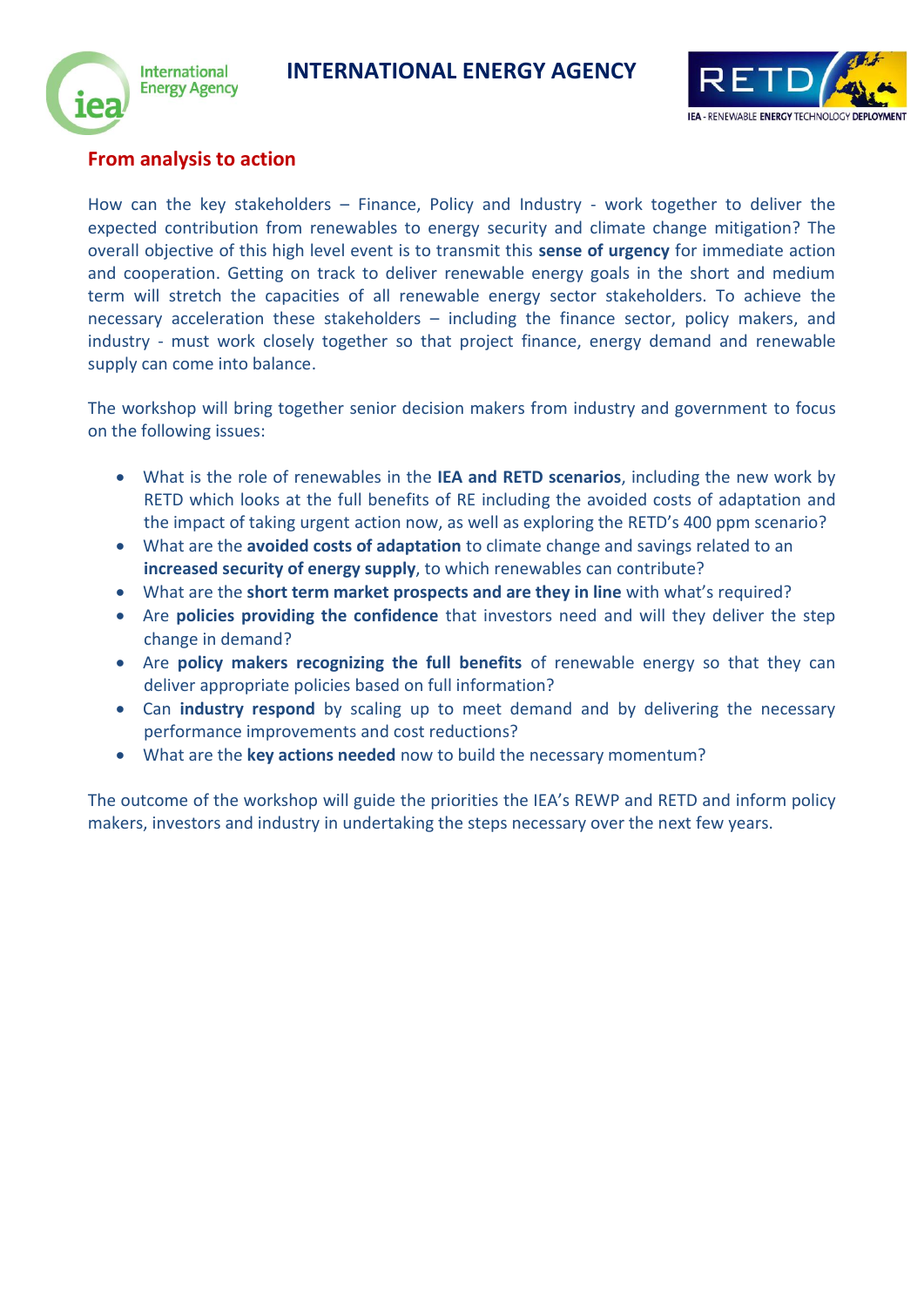## From analysis to action

How can the key stakeholders – Finance, Policy and Industry - work together to deliver the expected contribution from renewables to energy security and climate change mitigation? The overall objective of this high level event is to transmit this **sense of urgency** for immediate action and cooperation. Getting on track to deliver renewable energy goals in the short and medium term will stretch the capacities of all renewable energy sector stakeholders. To achieve the necessary acceleration these stakeholders – including the finance sector, policy makers, and industry - must work closely together so that project finance, energy demand and renewable supply can come into balance.

The workshop will bring together senior decision makers from industry and government to focus on the following issues:

- What is the role of renewables in the **IEA and RETD scenarios**, including the new work by RETD which looks at the full benefits of RE including the avoided costs of adaptation and the impact of taking urgent action now, as well as exploring the RETD's 400 ppm scenario?
- What are the **avoided costs of adaptation** to climate change and savings related to an **increased security of energy supply**, to which renewables can contribute?
- What are the **short term market prospects and are they in line** with what's required?
- Are **policies providing the confidence** that investors need and will they deliver the step change in demand?
- Are **policy makers recognizing the full benefits** of renewable energy so that they can deliver appropriate policies based on full information?
- Can **industry respond** by scaling up to meet demand and by delivering the necessary performance improvements and cost reductions?
- What are the **key actions needed** now to build the necessary momentum?

The outcome of the workshop will guide the priorities the IEA's REWP and RETD and inform policy makers, investors and industry in undertaking the steps necessary over the next few years.